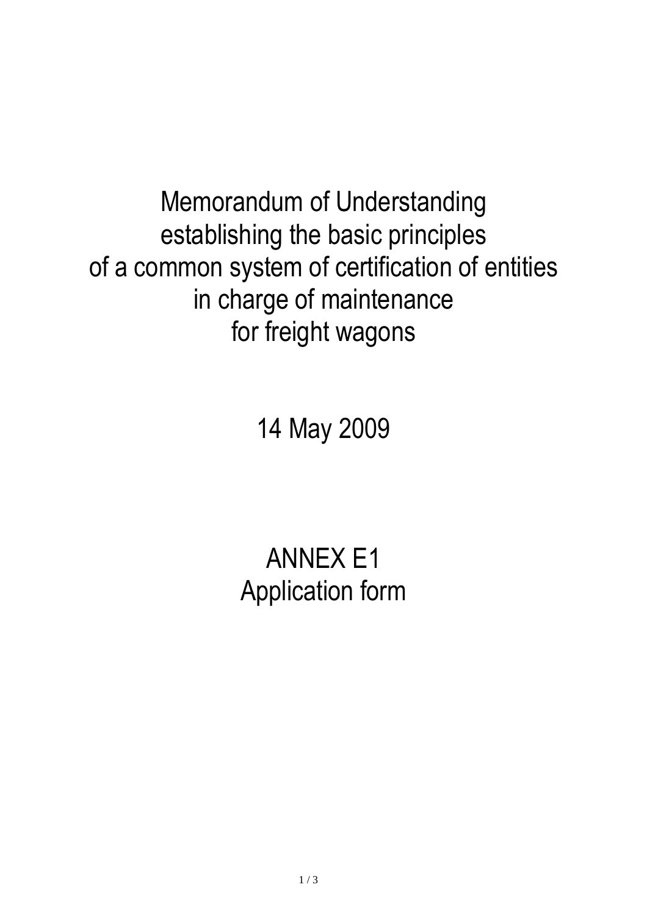# Memorandum of Understanding establishing the basic principles of a common system of certification of entities in charge of maintenance for freight wagons

14 May 2009

## ANNEX E1
## Application form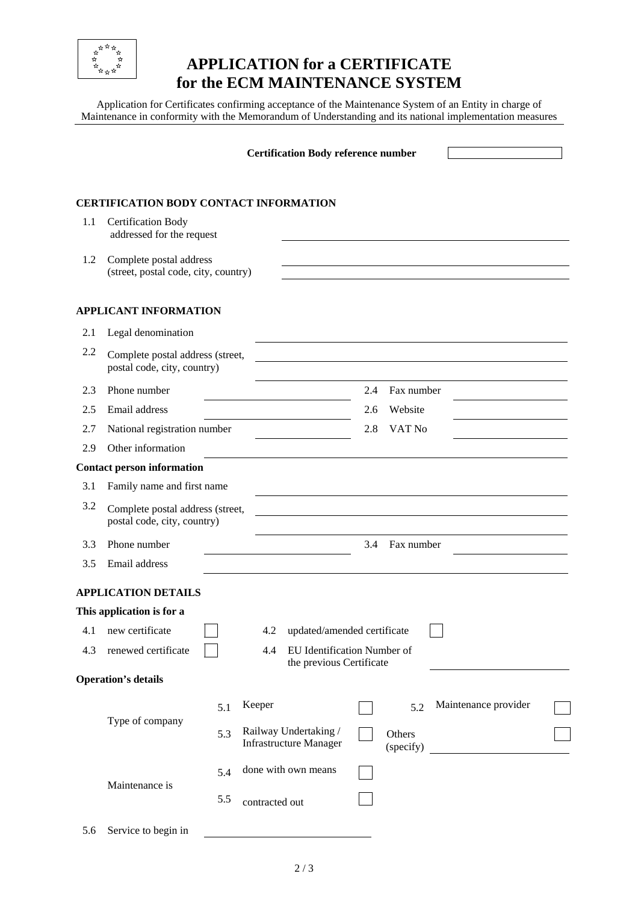# APPLICATION for a CERTIFICATE for the ECM MAINTENANCE SYSTEM

Application for Certificates confirming acceptance of the Maintenance System of an Entity in charge of Maintenance in conformity with the Memorandum of Understanding and its national implementation measures

**Certification Body reference number** ☐

## CERTIFICATION BODY CONTACT INFORMATION

| | | |
|---|---|---|
| 1.1 | Certification Body addressed for the request | \_\_\_\_\_\_\_\_\_\_\_\_\_\_\_\_ |
| 1.2 | Complete postal address (street, postal code, city, country) | \_\_\_\_\_\_\_\_\_\_\_\_\_\_\_\_ |

## APPLICANT INFORMATION

| | | | | | |
|---|---|---|---|---|---|
| 2.1 | Legal denomination | \_\_\_\_\_\_\_\_ | | | |
| 2.2 | Complete postal address (street, postal code, city, country) | \_\_\_\_\_\_\_\_ | | | |
| 2.3 | Phone number | \_\_\_\_\_\_\_\_ | 2.4 | Fax number | \_\_\_\_\_\_\_\_ |
| 2.5 | Email address | \_\_\_\_\_\_\_\_ | 2.6 | Website | \_\_\_\_\_\_\_\_ |
| 2.7 | National registration number | \_\_\_\_\_\_\_\_ | 2.8 | VAT No | \_\_\_\_\_\_\_\_ |
| 2.9 | Other information | \_\_\_\_\_\_\_\_ | | | |

### Contact person information

| | | | | | |
|---|---|---|---|---|---|
| 3.1 | Family name and first name | \_\_\_\_\_\_\_\_ | | | |
| 3.2 | Complete postal address (street, postal code, city, country) | \_\_\_\_\_\_\_\_ | | | |
| 3.3 | Phone number | \_\_\_\_\_\_\_\_ | 3.4 | Fax number | \_\_\_\_\_\_\_\_ |
| 3.5 | Email address | \_\_\_\_\_\_\_\_ | | | |

## APPLICATION DETAILS

### This application is for a

| | | | | | |
|---|---|---|---|---|---|
| 4.1 | new certificate | ☐ | 4.2 | updated/amended certificate | ☐ |
| 4.3 | renewed certificate | ☐ | 4.4 | EU Identification Number of the previous Certificate | \_\_\_\_\_\_\_\_ |

### Operation's details

| | | | | | | |
|---|---|---|---|---|---|---|
| Type of company | 5.1 | Keeper | ☐ | 5.2 | Maintenance provider | ☐ |
| | 5.3 | Railway Undertaking / Infrastructure Manager | ☐ | | Others (specify) \_\_\_\_\_\_\_\_ | ☐ |
| Maintenance is | 5.4 | done with own means | ☐ | | | |
| | 5.5 | contracted out | ☐ | | | |

5.6 Service to begin in \_\_\_\_\_\_\_\_\_\_\_\_\_\_\_\_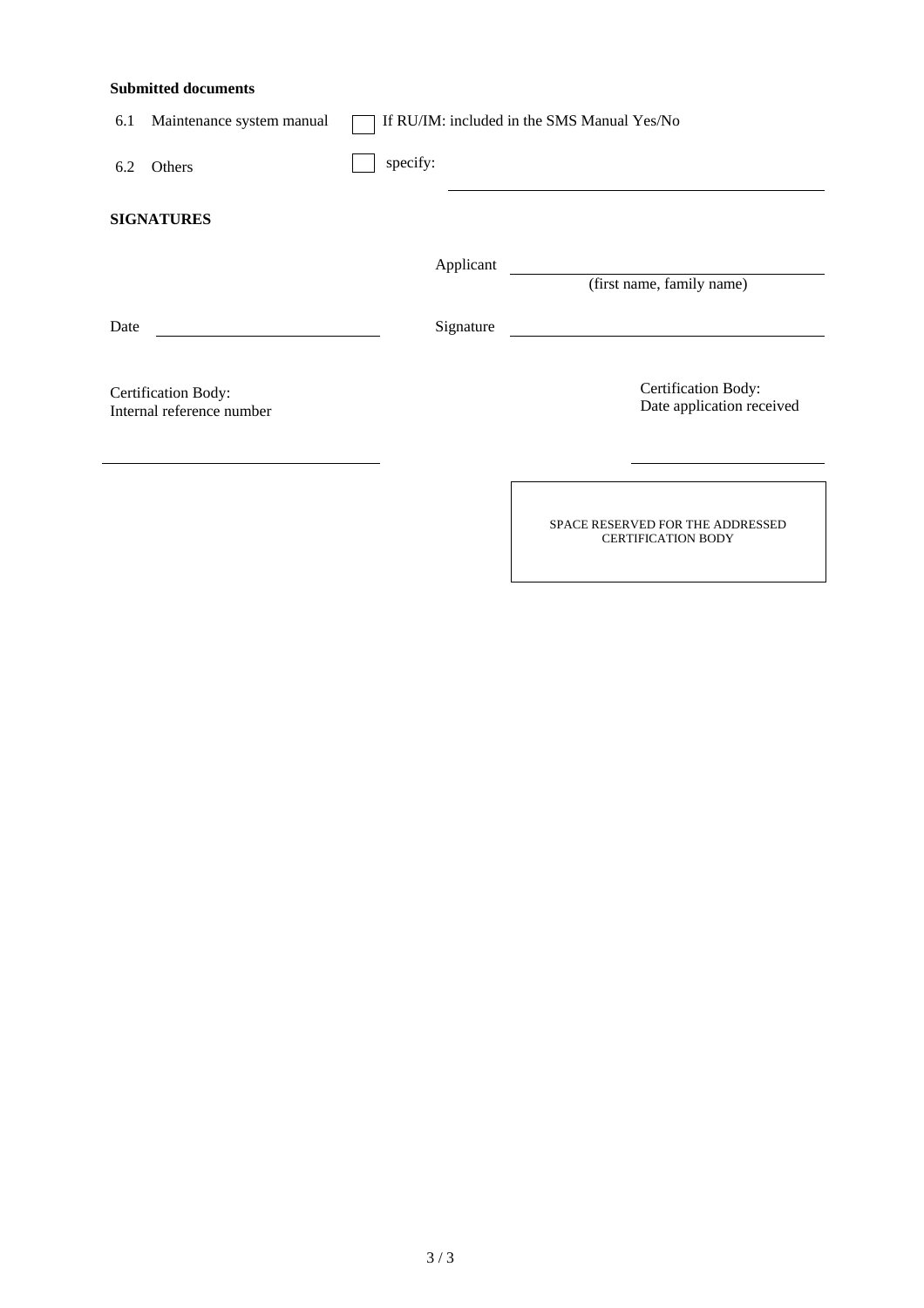**Submitted documents**

6.1 Maintenance system manual ☐ If RU/IM: included in the SMS Manual Yes/No

6.2 Others ☐ specify: \_\_\_\_\_\_\_\_\_\_\_\_\_\_\_\_\_\_\_\_\_\_\_\_\_\_\_\_

**SIGNATURES**

Applicant \_\_\_\_\_\_\_\_\_\_\_\_\_\_\_\_\_\_\_\_\_\_\_\_\_\_\_\_
(first name, family name)

Date \_\_\_\_\_\_\_\_\_\_\_\_\_\_\_\_\_\_\_\_ Signature \_\_\_\_\_\_\_\_\_\_\_\_\_\_\_\_\_\_\_\_\_\_\_\_\_\_\_\_

Certification Body:
Internal reference number

\_\_\_\_\_\_\_\_\_\_\_\_\_\_\_\_\_\_\_\_\_\_\_\_\_\_\_\_

Certification Body:
Date application received

\_\_\_\_\_\_\_\_\_\_\_\_\_\_\_\_\_\_\_\_

SPACE RESERVED FOR THE ADDRESSED CERTIFICATION BODY